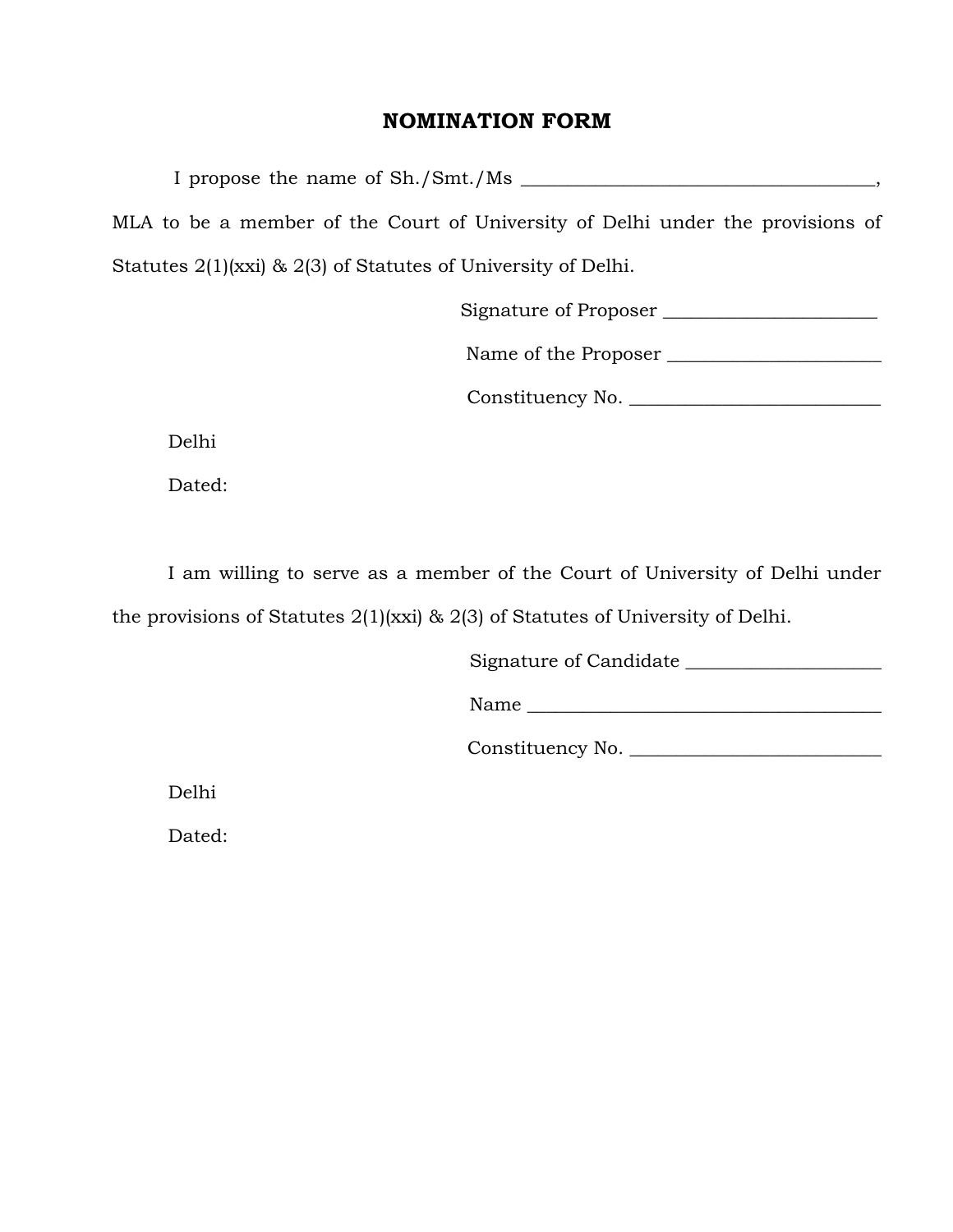# NOMINATION FORM

I propose the name of Sh./Smt./Ms ____________________________________, MLA to be a member of the Court of University of Delhi under the provisions of Statutes 2(1)(xxi) & 2(3) of Statutes of University of Delhi.

Signature of Proposer ______________________

Name of the Proposer ______________________

Constituency No. __________________________

Delhi

Dated:

I am willing to serve as a member of the Court of University of Delhi under the provisions of Statutes 2(1)(xxi) & 2(3) of Statutes of University of Delhi.

Signature of Candidate _____________________

Name _____________________________________

Constituency No. __________________________

Delhi

Dated: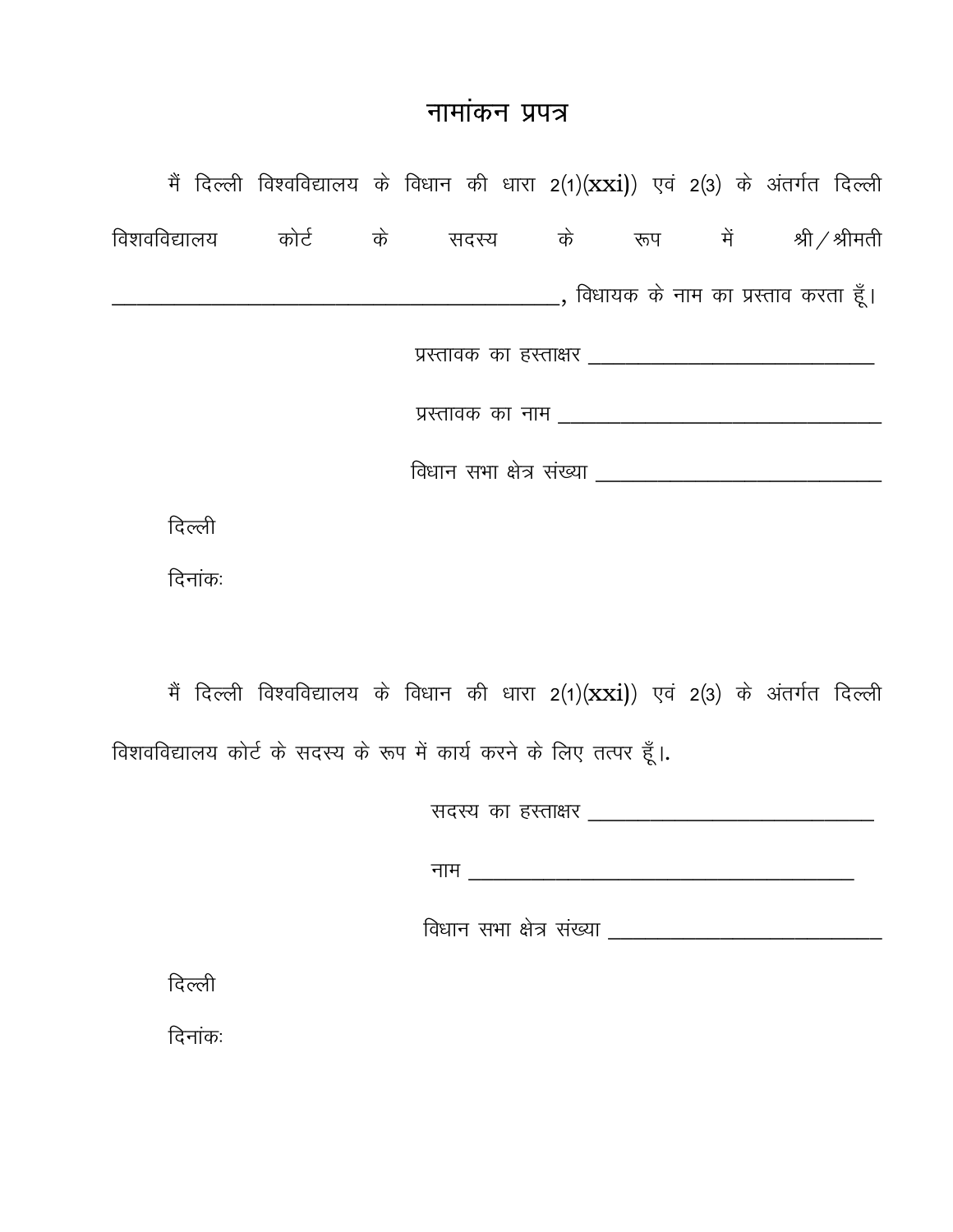# नामांकन प्रपत्र

मैं दिल्ली विश्वविद्यालय के विधान की धारा 2(1)(xxi)) एवं 2(3) के अंतर्गत दिल्ली विशवविद्यालय कोर्ट के सदस्य के रूप में श्री/श्रीमती ________________________________________, विधायक के नाम का प्रस्ताव करता हूँ।

प्रस्तावक का हस्ताक्षर ____________________________

प्रस्तावक का नाम ________________________________

विधान सभा क्षेत्र संख्या ____________________________

दिल्ली

दिनांकः

मैं दिल्ली विश्वविद्यालय के विधान की धारा 2(1)(xxi)) एवं 2(3) के अंतर्गत दिल्ली विशवविद्यालय कोर्ट के सदस्य के रूप में कार्य करने के लिए तत्पर हूँ।.

सदस्य का हस्ताक्षर ____________________________

नाम _____________________________________

विधान सभा क्षेत्र संख्या ____________________________

दिल्ली

दिनांकः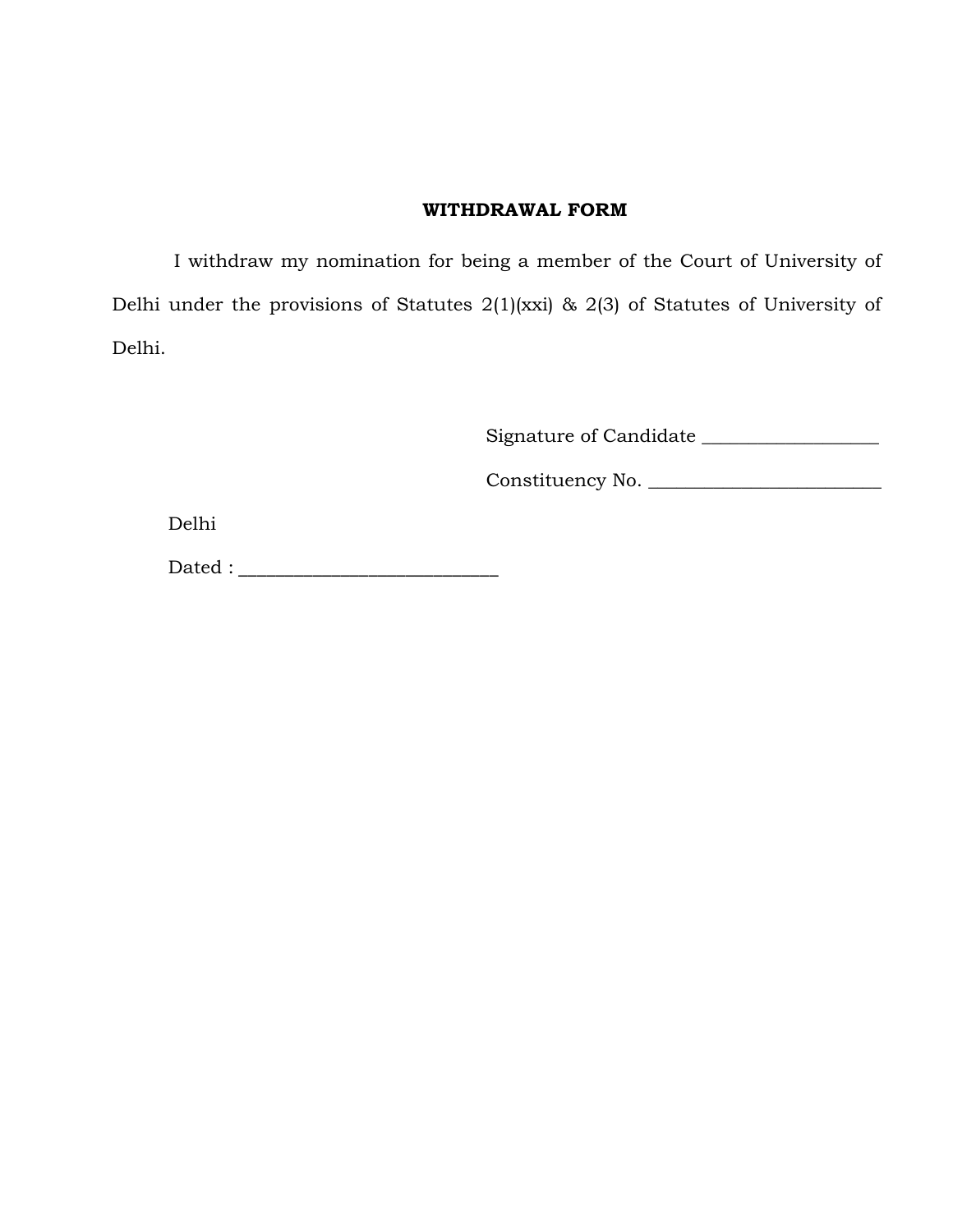## WITHDRAWAL FORM

I withdraw my nomination for being a member of the Court of University of Delhi under the provisions of Statutes 2(1)(xxi) & 2(3) of Statutes of University of Delhi.

Signature of Candidate ___________________

Constituency No. _________________________

Delhi

Dated : ____________________________